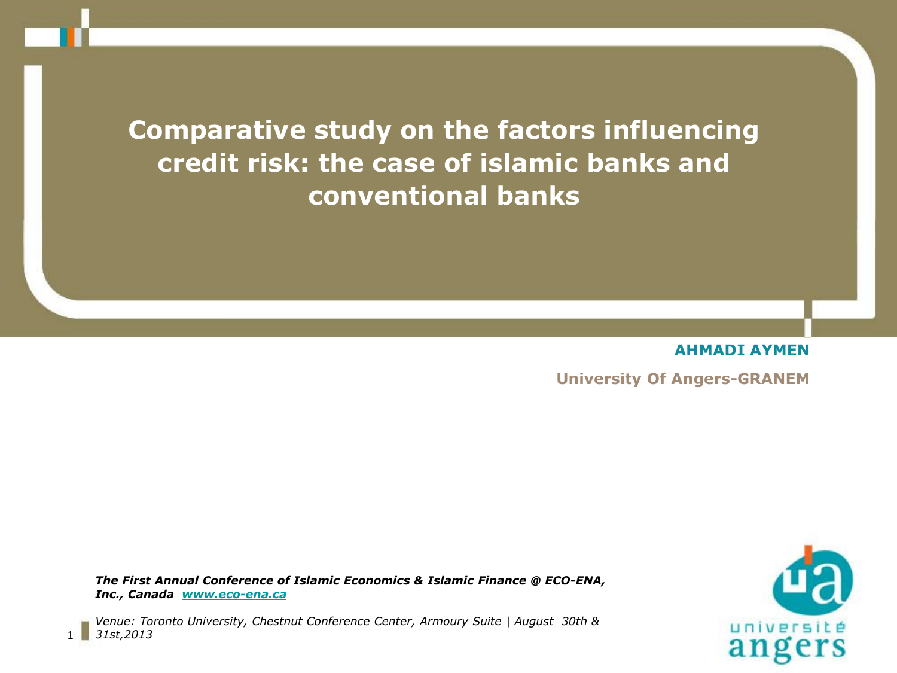# Comparative study on the factors influencing credit risk: the case of islamic banks and conventional banks

**AHMADI AYMEN**

**University Of Angers-GRANEM**

***The First Annual Conference of Islamic Economics & Islamic Finance @ ECO-ENA, Inc., Canada [www.eco-ena.ca](http://www.eco-ena.ca)***

*Venue: Toronto University, Chestnut Conference Center, Armoury Suite | August 30th & 31st,2013*

université angers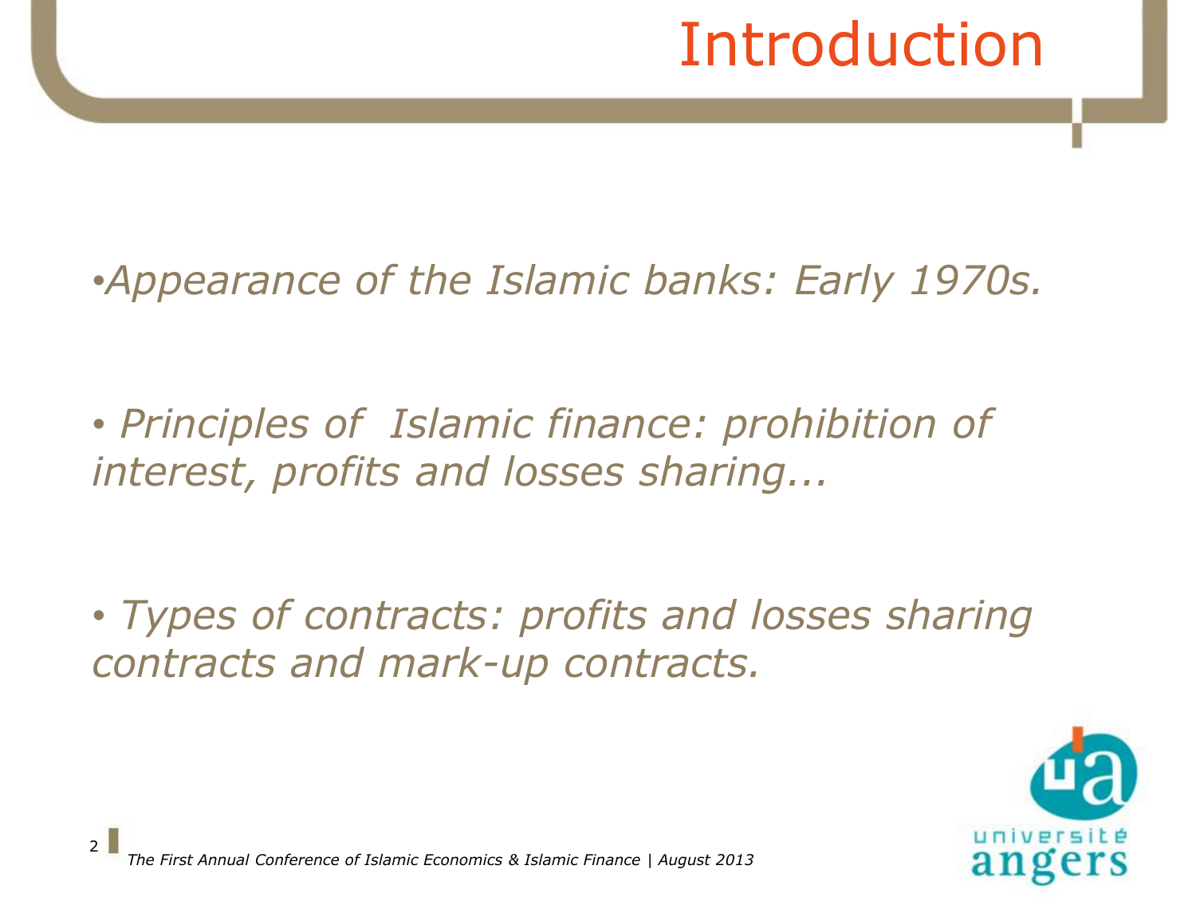# Introduction

- *Appearance of the Islamic banks: Early 1970s.*

- *Principles of Islamic finance: prohibition of interest, profits and losses sharing...*

- *Types of contracts: profits and losses sharing contracts and mark-up contracts.*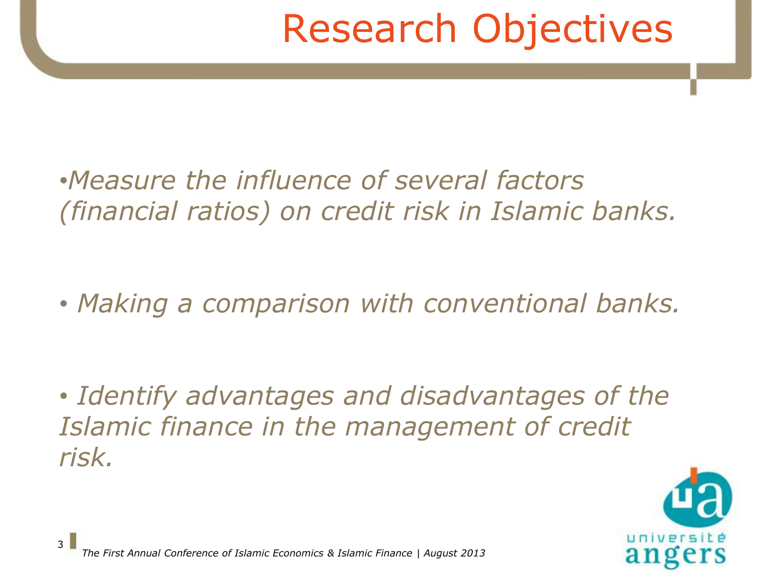# Research Objectives

- *Measure the influence of several factors (financial ratios) on credit risk in Islamic banks.*

- *Making a comparison with conventional banks.*

- *Identify advantages and disadvantages of the Islamic finance in the management of credit risk.*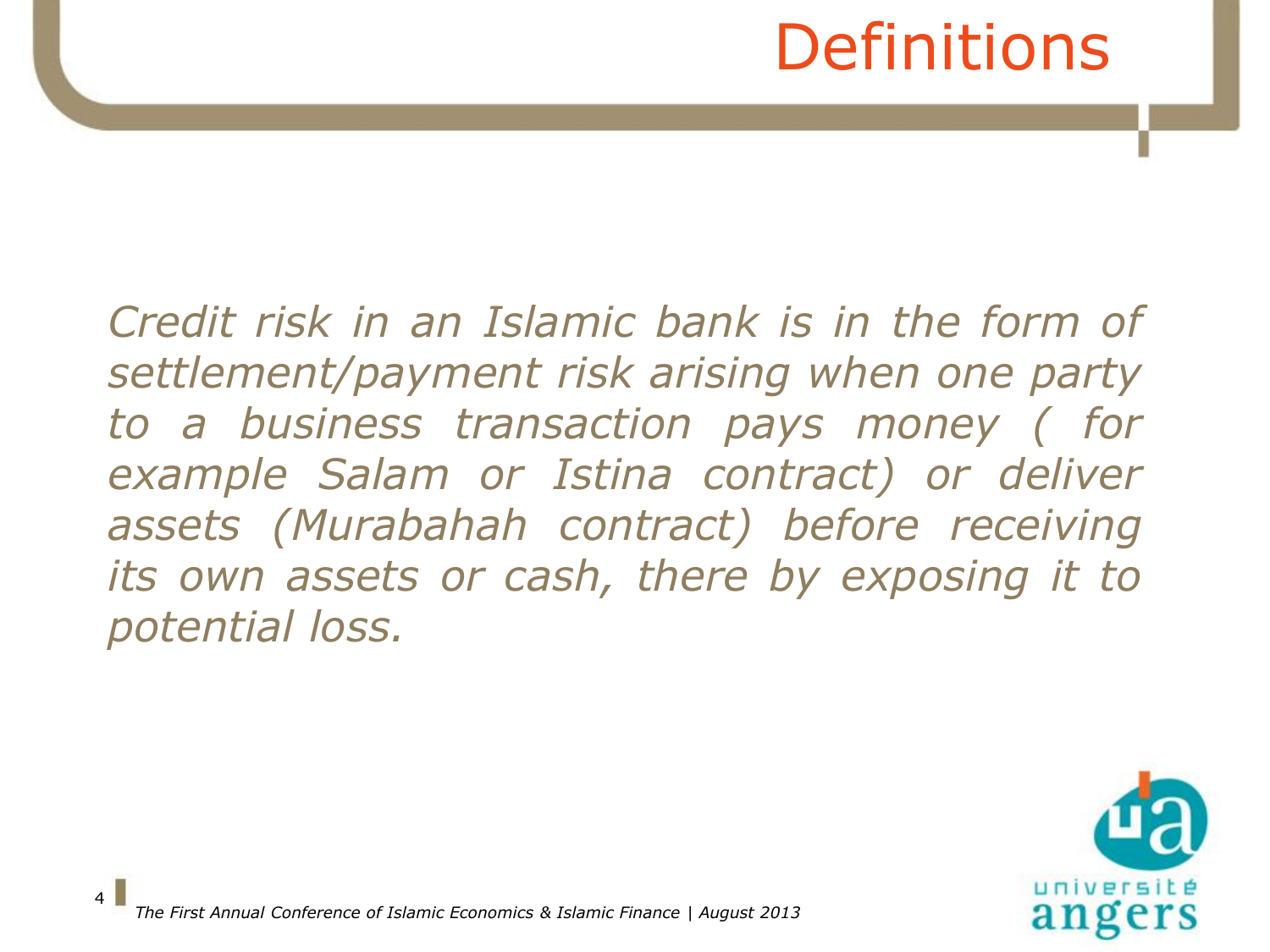# Definitions

*Credit risk in an Islamic bank is in the form of settlement/payment risk arising when one party to a business transaction pays money ( for example Salam or Istina contract) or deliver assets (Murabahah contract) before receiving its own assets or cash, there by exposing it to potential loss.*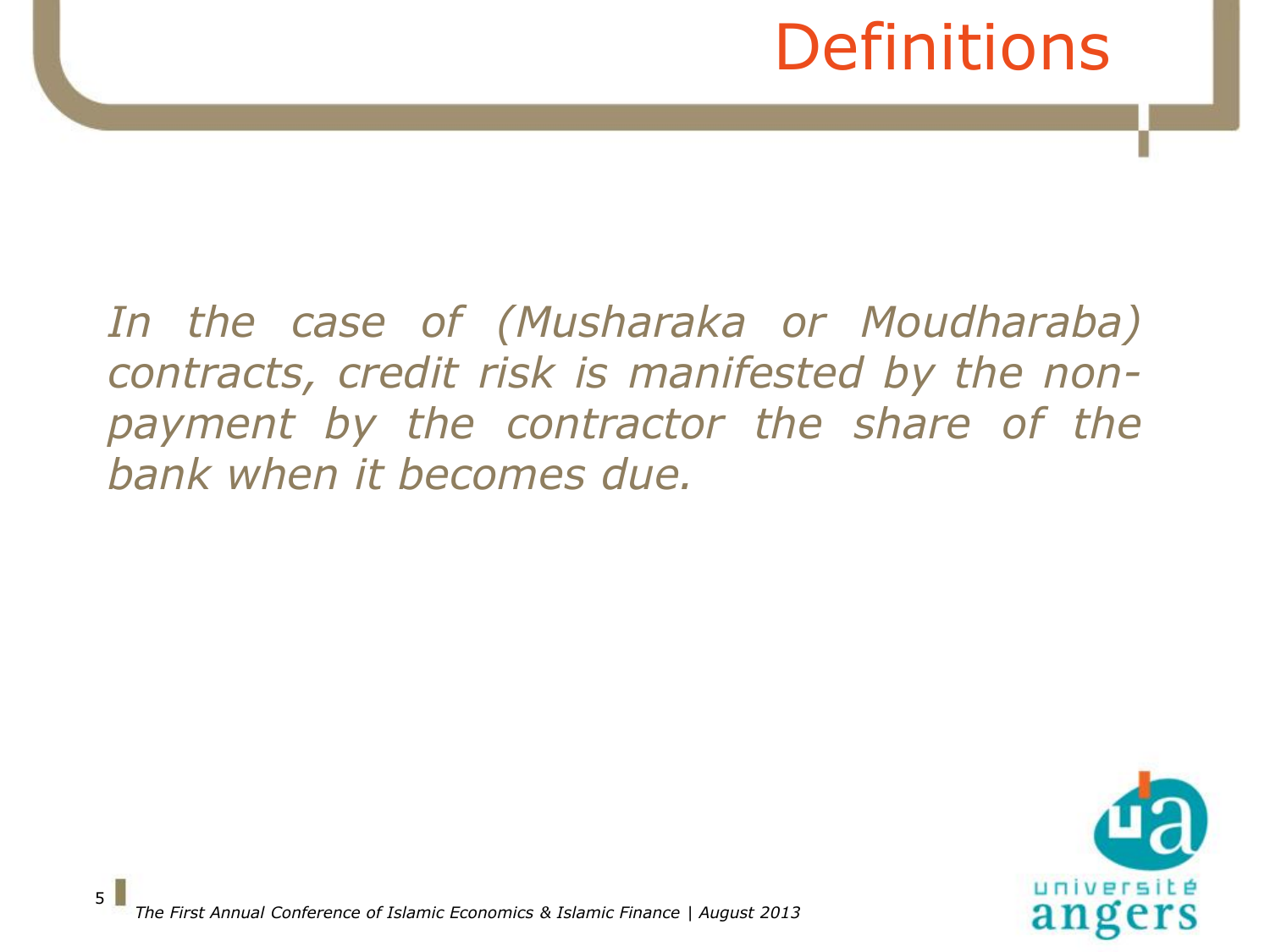# Definitions

*In the case of (Musharaka or Moudharaba) contracts, credit risk is manifested by the non-payment by the contractor the share of the bank when it becomes due.*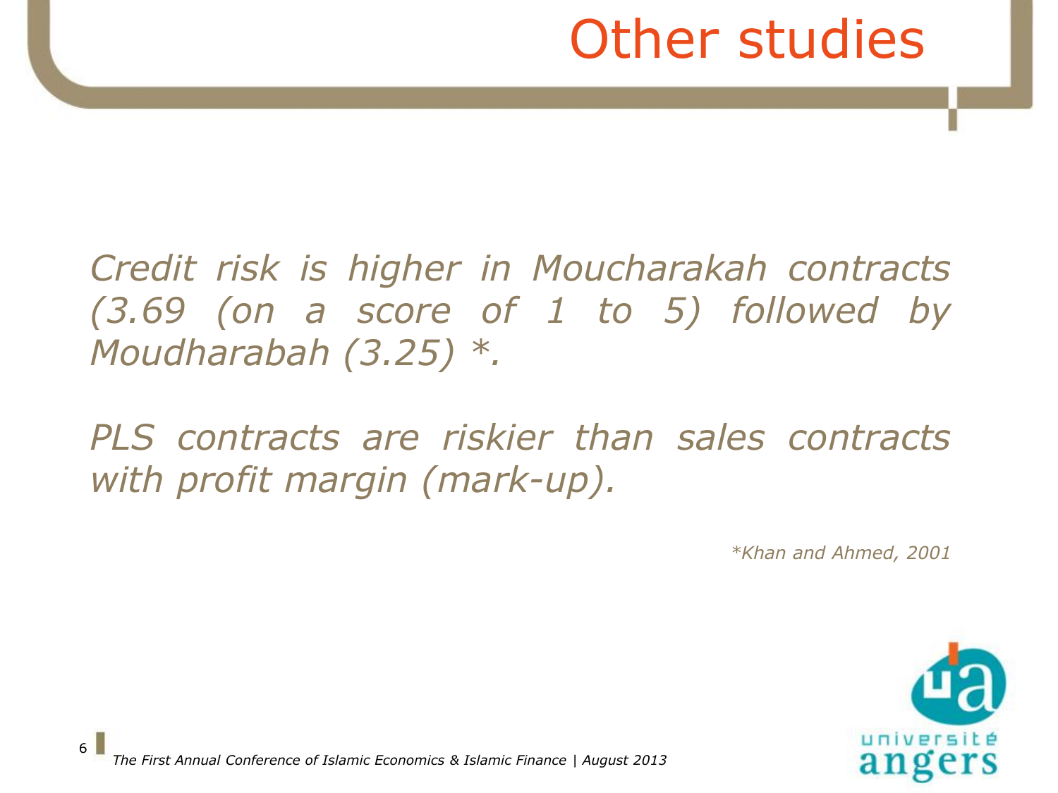# Other studies

*Credit risk is higher in Moucharakah contracts (3.69 (on a score of 1 to 5) followed by Moudharabah (3.25) *.*

*PLS contracts are riskier than sales contracts with profit margin (mark-up).*

*\*Khan and Ahmed, 2001*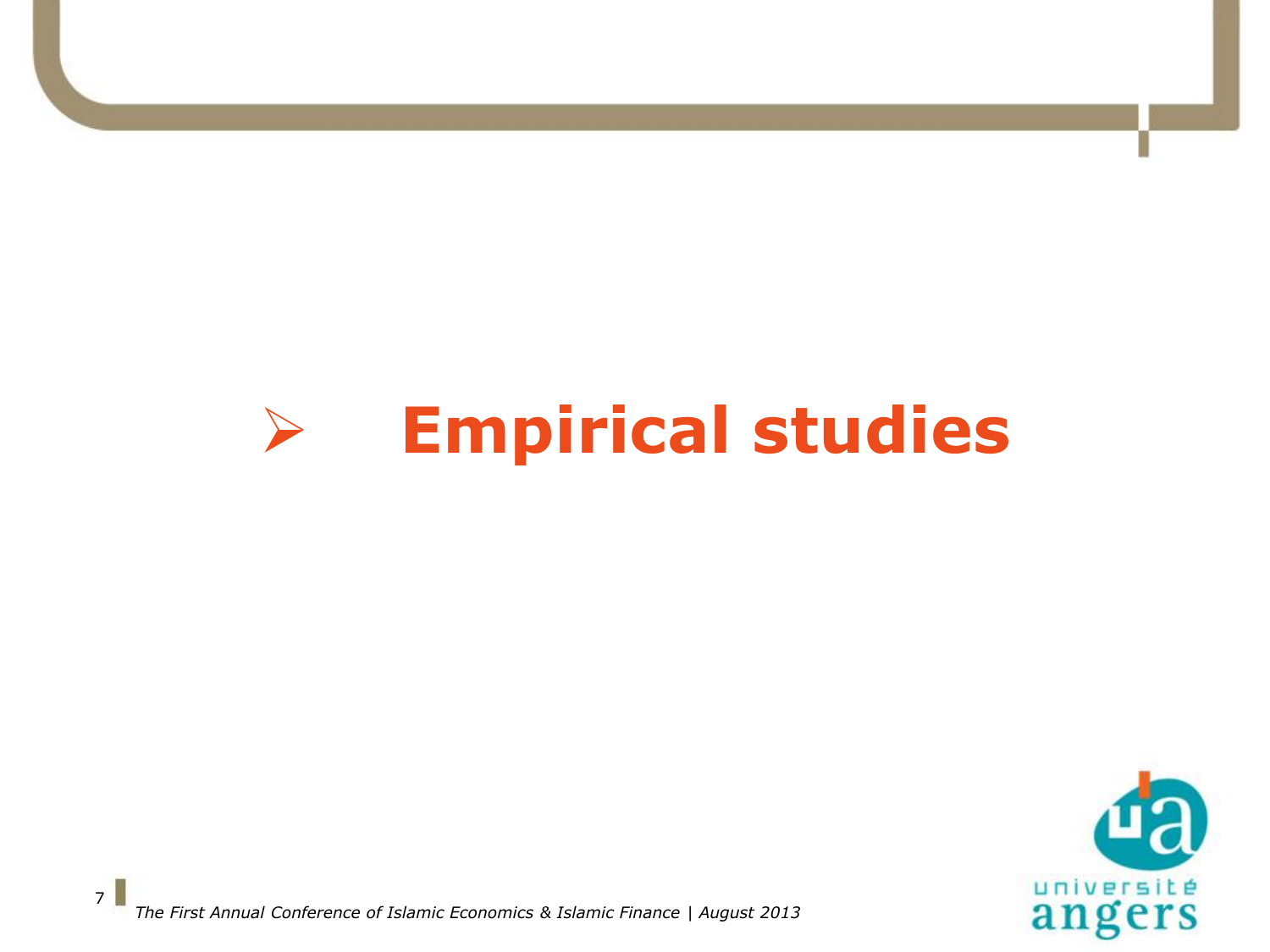# Empirical studies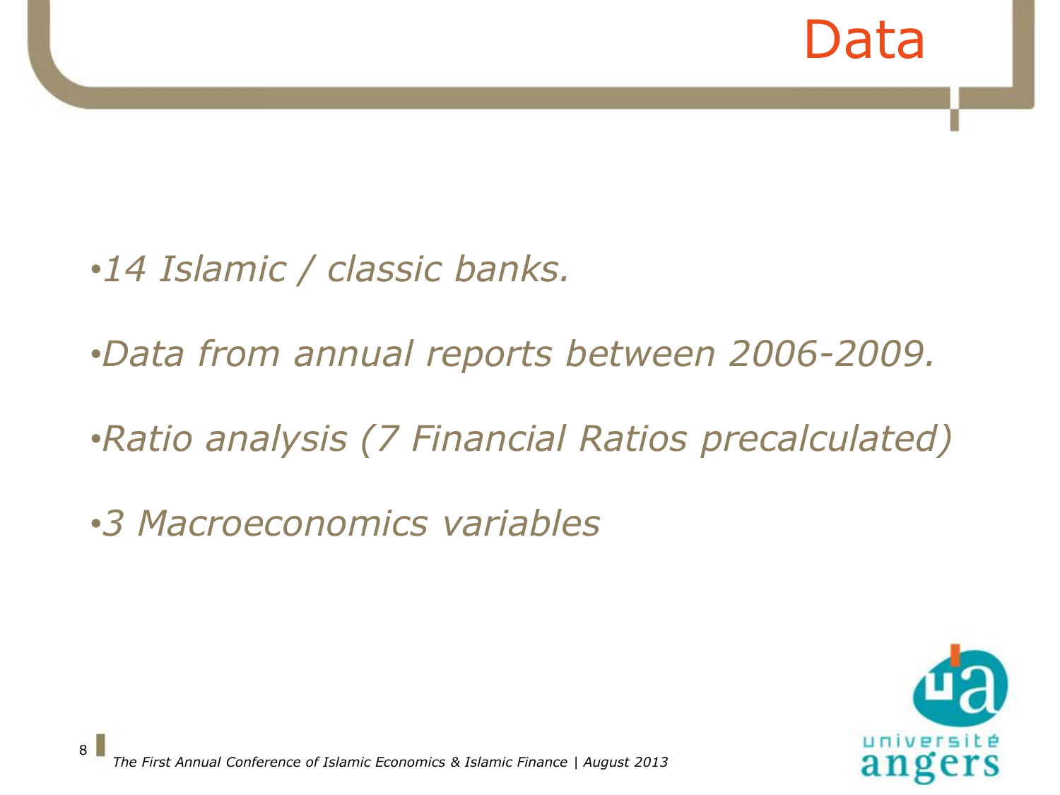# Data

- *14 Islamic / classic banks.*
- *Data from annual reports between 2006-2009.*
- *Ratio analysis (7 Financial Ratios precalculated)*
- *3 Macroeconomics variables*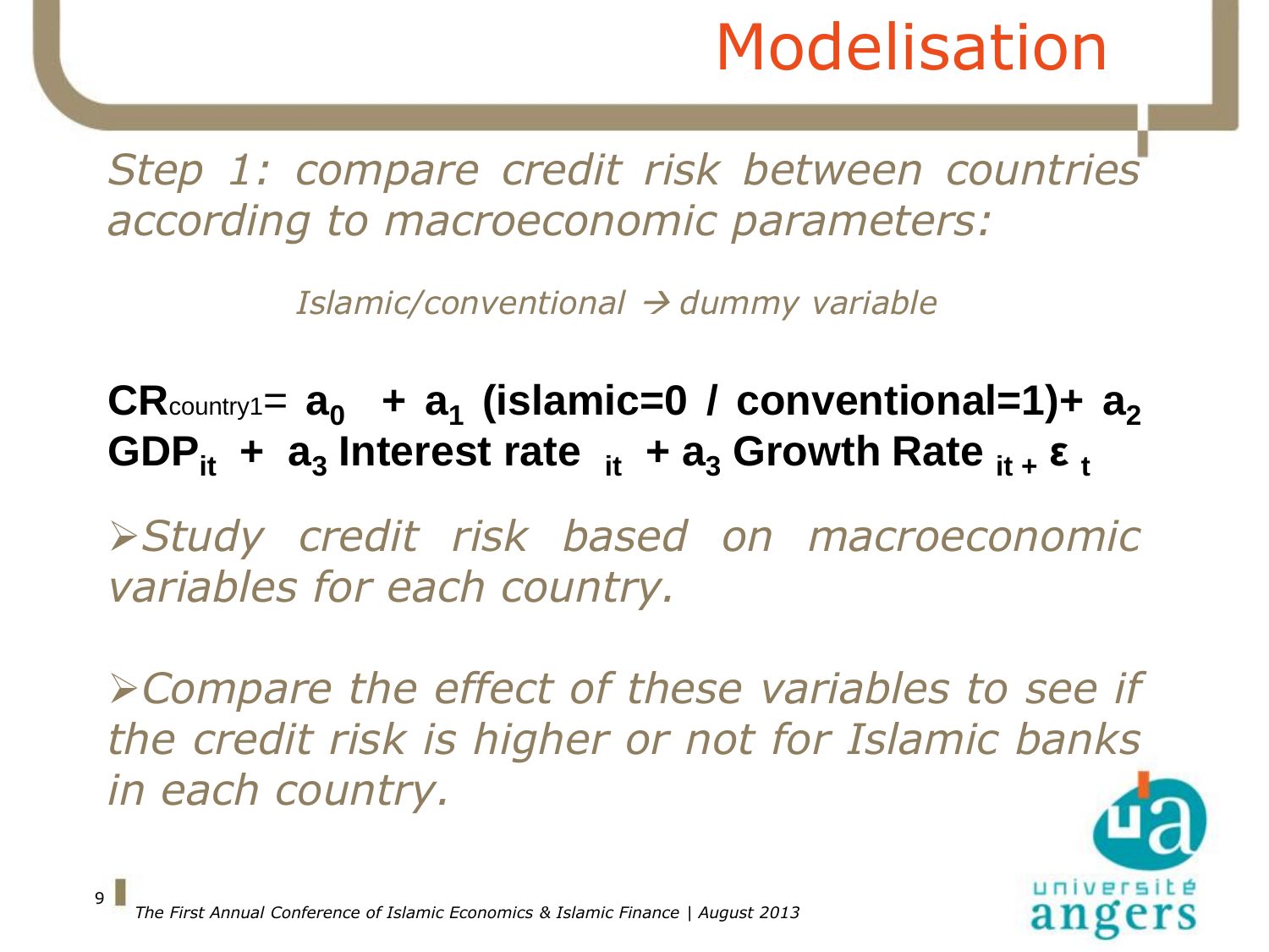# Modelisation

*Step 1: compare credit risk between countries according to macroeconomic parameters:*

*Islamic/conventional → dummy variable*

$$\mathbf{CR}_{\text{country1}} = \mathbf{a_0} + \mathbf{a_1}\ \mathbf{(islamic=0\ /\ conventional=1)} + \mathbf{a_2}\ \mathbf{GDP_{it}} + \mathbf{a_3}\ \mathbf{Interest\ rate}_{\mathbf{it}} + \mathbf{a_3}\ \mathbf{Growth\ Rate}_{\mathbf{it}} + \boldsymbol{\varepsilon}_{\mathbf{t}}$$

- *Study credit risk based on macroeconomic variables for each country.*
- *Compare the effect of these variables to see if the credit risk is higher or not for Islamic banks in each country.*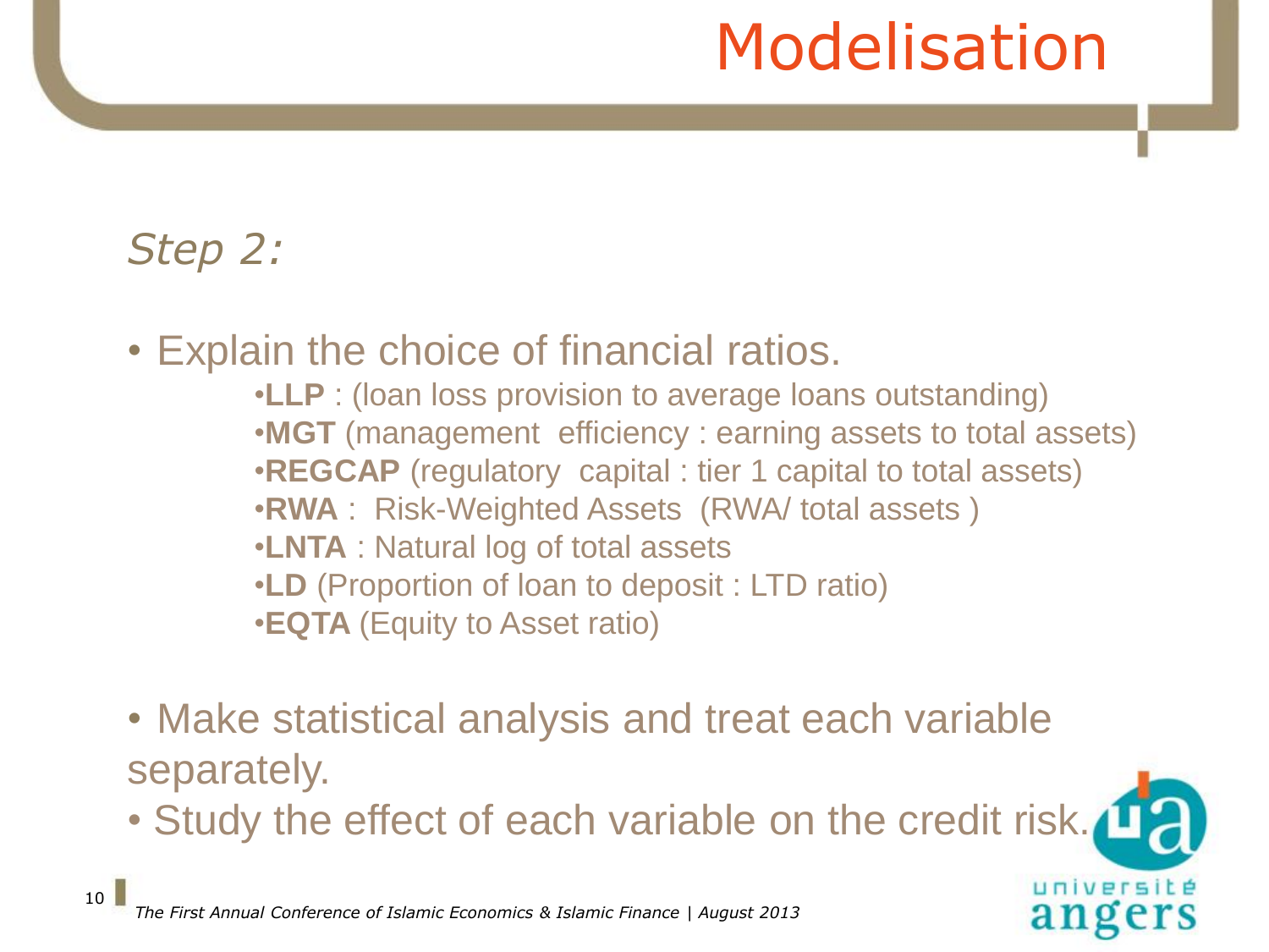# Modelisation

*Step 2:*

- Explain the choice of financial ratios.
  - **LLP** : (loan loss provision to average loans outstanding)
  - **MGT** (management efficiency : earning assets to total assets)
  - **REGCAP** (regulatory capital : tier 1 capital to total assets)
  - **RWA** : Risk-Weighted Assets (RWA/ total assets )
  - **LNTA** : Natural log of total assets
  - **LD** (Proportion of loan to deposit : LTD ratio)
  - **EQTA** (Equity to Asset ratio)

- Make statistical analysis and treat each variable separately.
- Study the effect of each variable on the credit risk.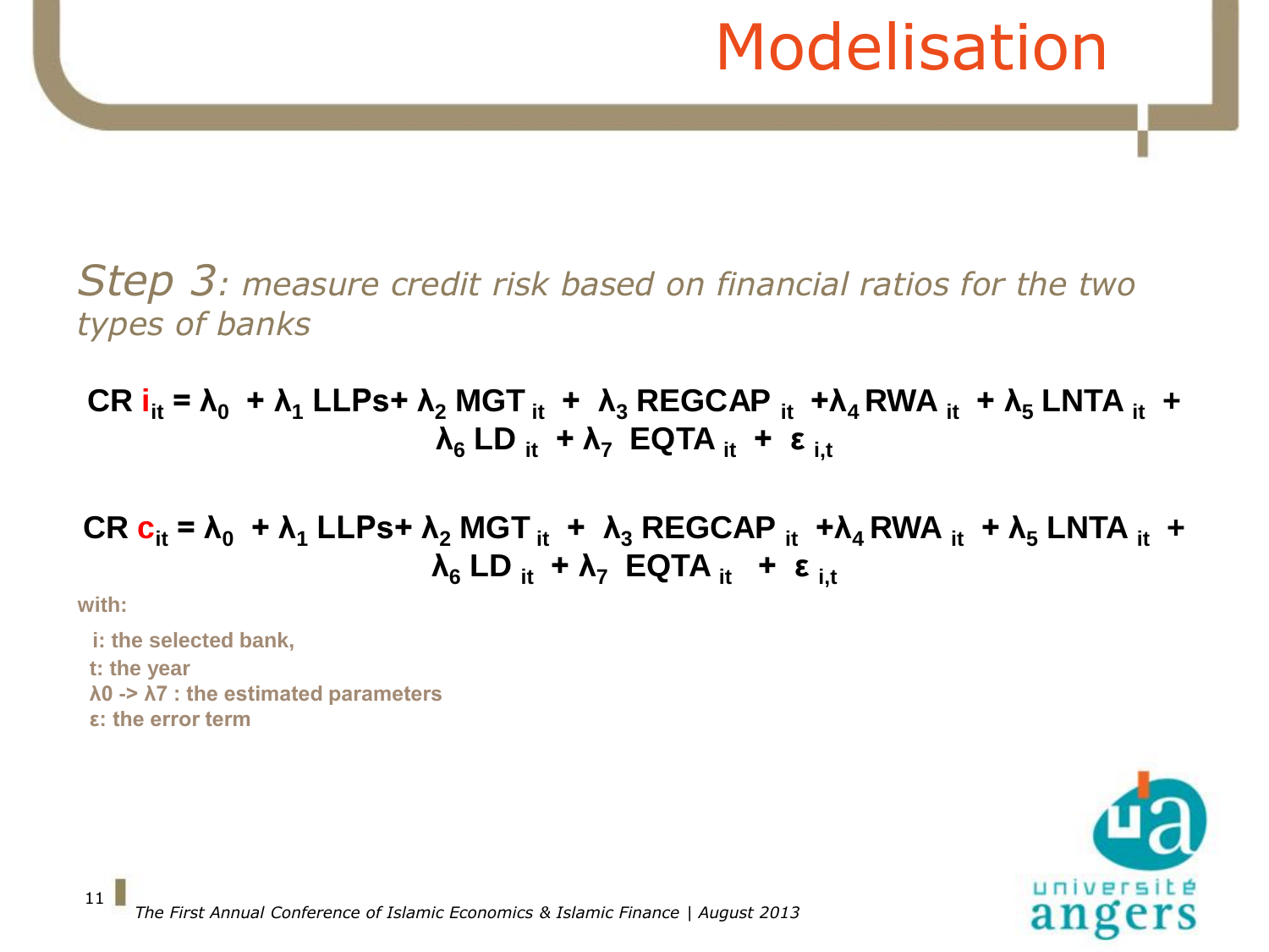# Modelisation

*Step 3: measure credit risk based on financial ratios for the two types of banks*

$$CR\ i_{it} = \lambda_0 + \lambda_1\ LLPs + \lambda_2\ MGT_{it} + \lambda_3\ REGCAP_{it} + \lambda_4\ RWA_{it} + \lambda_5\ LNTA_{it} + \lambda_6\ LD_{it} + \lambda_7\ EQTA_{it} + \varepsilon_{i,t}$$

$$CR\ c_{it} = \lambda_0 + \lambda_1\ LLPs + \lambda_2\ MGT_{it} + \lambda_3\ REGCAP_{it} + \lambda_4\ RWA_{it} + \lambda_5\ LNTA_{it} + \lambda_6\ LD_{it} + \lambda_7\ EQTA_{it} + \varepsilon_{i,t}$$

**with:**

- **i: the selected bank,**
- **t: the year**
- **$\lambda_0$ -> $\lambda_7$ : the estimated parameters**
- **$\varepsilon$: the error term**

université angers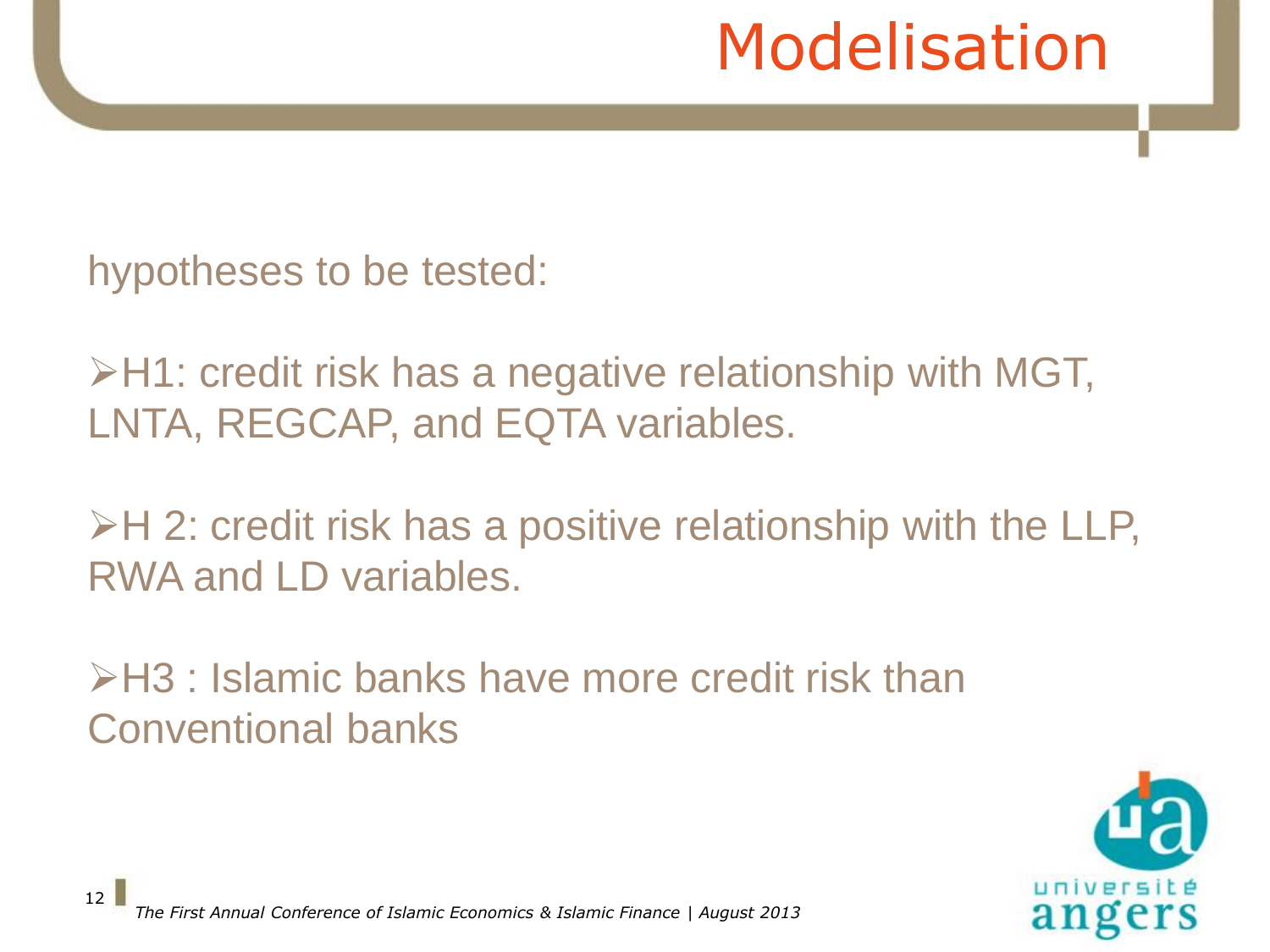# Modelisation

hypotheses to be tested:

- H1: credit risk has a negative relationship with MGT, LNTA, REGCAP, and EQTA variables.

- H 2: credit risk has a positive relationship with the LLP, RWA and LD variables.

- H3 : Islamic banks have more credit risk than Conventional banks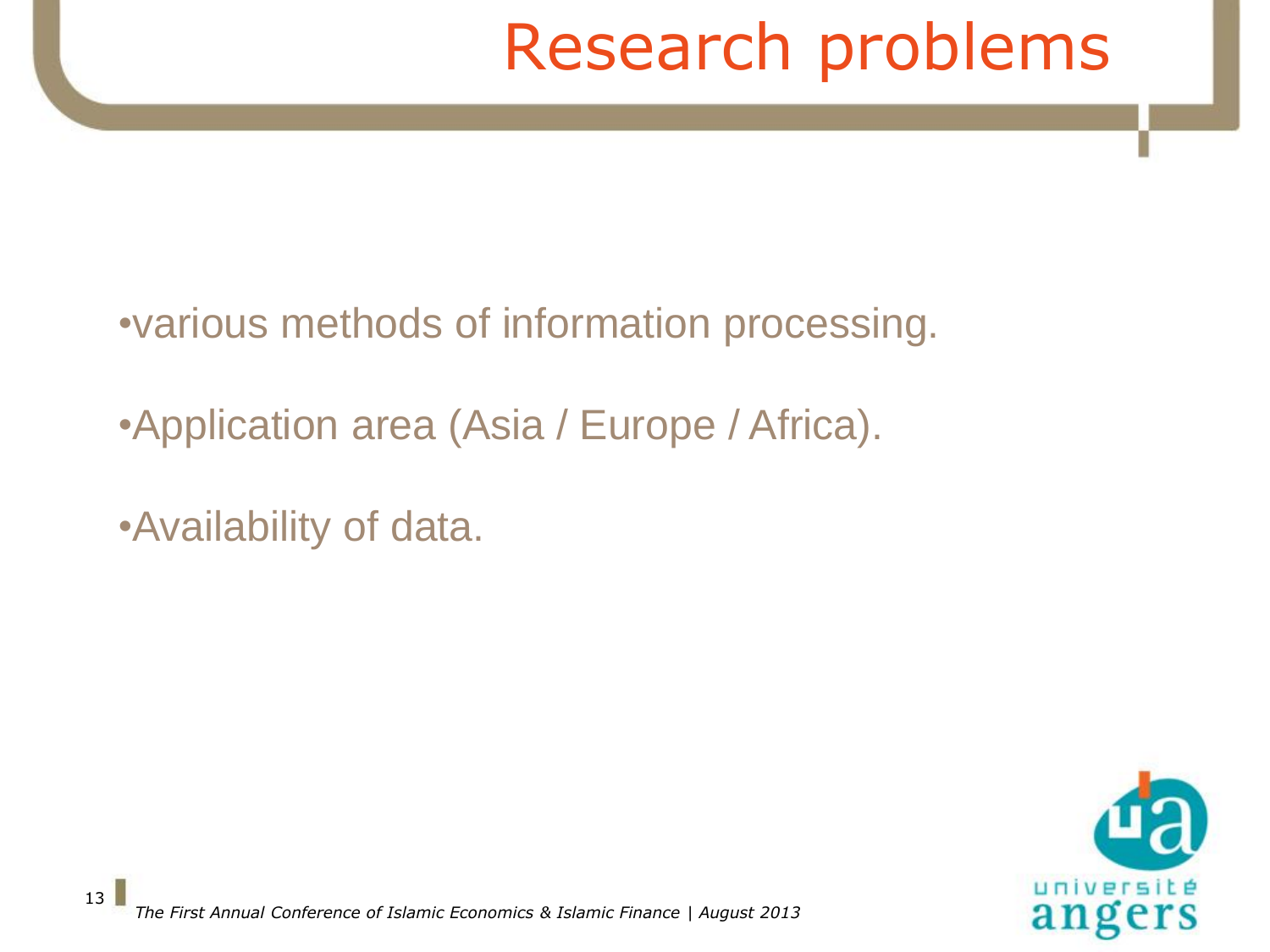# Research problems

- various methods of information processing.
- Application area (Asia / Europe / Africa).
- Availability of data.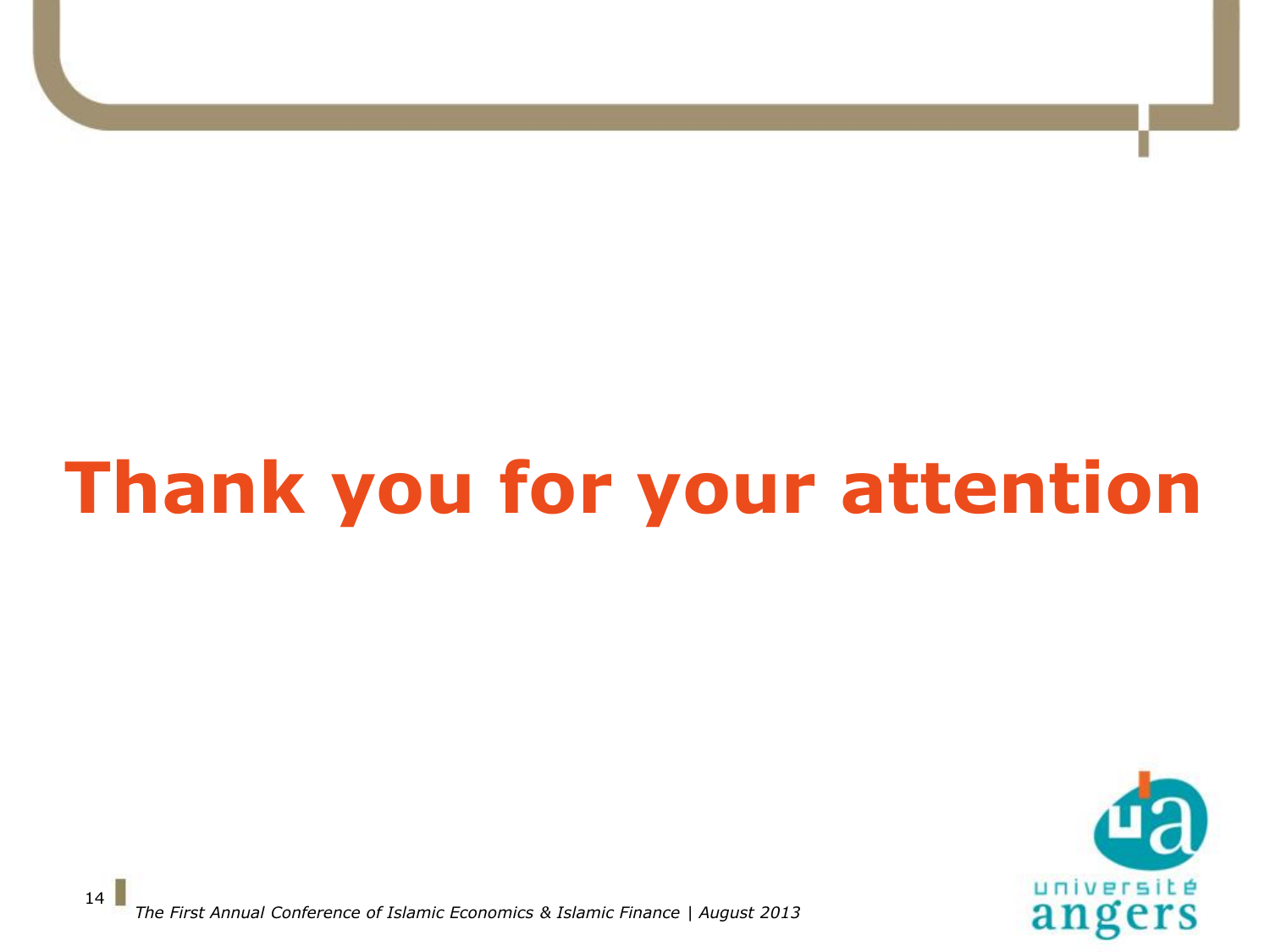# Thank you for your attention